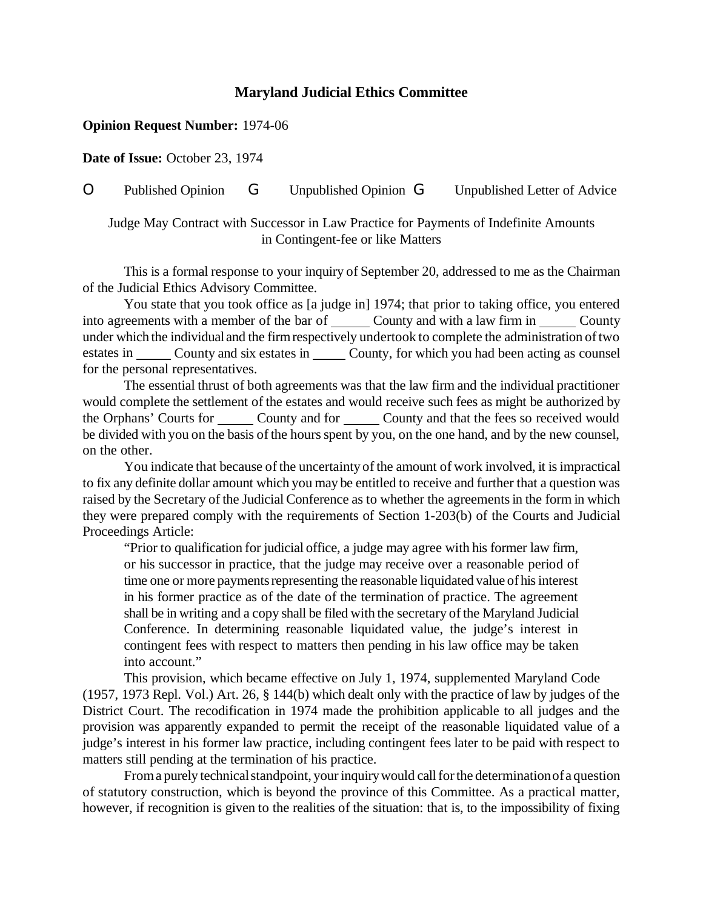# Maryland Judicial Ethics Committee

**Opinion Request Number:** 1974-06

**Date of Issue:** October 23, 1974

O Published Opinion G Unpublished Opinion G Unpublished Letter of Advice

Judge May Contract with Successor in Law Practice for Payments of Indefinite Amounts in Contingent-fee or like Matters

This is a formal response to your inquiry of September 20, addressed to me as the Chairman of the Judicial Ethics Advisory Committee.

You state that you took office as [a judge in] 1974; that prior to taking office, you entered into agreements with a member of the bar of _____ County and with a law firm in _____ County under which the individual and the firm respectively undertook to complete the administration of two estates in _____ County and six estates in _____ County, for which you had been acting as counsel for the personal representatives.

The essential thrust of both agreements was that the law firm and the individual practitioner would complete the settlement of the estates and would receive such fees as might be authorized by the Orphans' Courts for _____ County and for _____ County and that the fees so received would be divided with you on the basis of the hours spent by you, on the one hand, and by the new counsel, on the other.

You indicate that because of the uncertainty of the amount of work involved, it is impractical to fix any definite dollar amount which you may be entitled to receive and further that a question was raised by the Secretary of the Judicial Conference as to whether the agreements in the form in which they were prepared comply with the requirements of Section 1-203(b) of the Courts and Judicial Proceedings Article:

> "Prior to qualification for judicial office, a judge may agree with his former law firm, or his successor in practice, that the judge may receive over a reasonable period of time one or more payments representing the reasonable liquidated value of his interest in his former practice as of the date of the termination of practice. The agreement shall be in writing and a copy shall be filed with the secretary of the Maryland Judicial Conference. In determining reasonable liquidated value, the judge's interest in contingent fees with respect to matters then pending in his law office may be taken into account."

This provision, which became effective on July 1, 1974, supplemented Maryland Code (1957, 1973 Repl. Vol.) Art. 26, § 144(b) which dealt only with the practice of law by judges of the District Court. The recodification in 1974 made the prohibition applicable to all judges and the provision was apparently expanded to permit the receipt of the reasonable liquidated value of a judge's interest in his former law practice, including contingent fees later to be paid with respect to matters still pending at the termination of his practice.

From a purely technical standpoint, your inquiry would call for the determination of a question of statutory construction, which is beyond the province of this Committee. As a practical matter, however, if recognition is given to the realities of the situation: that is, to the impossibility of fixing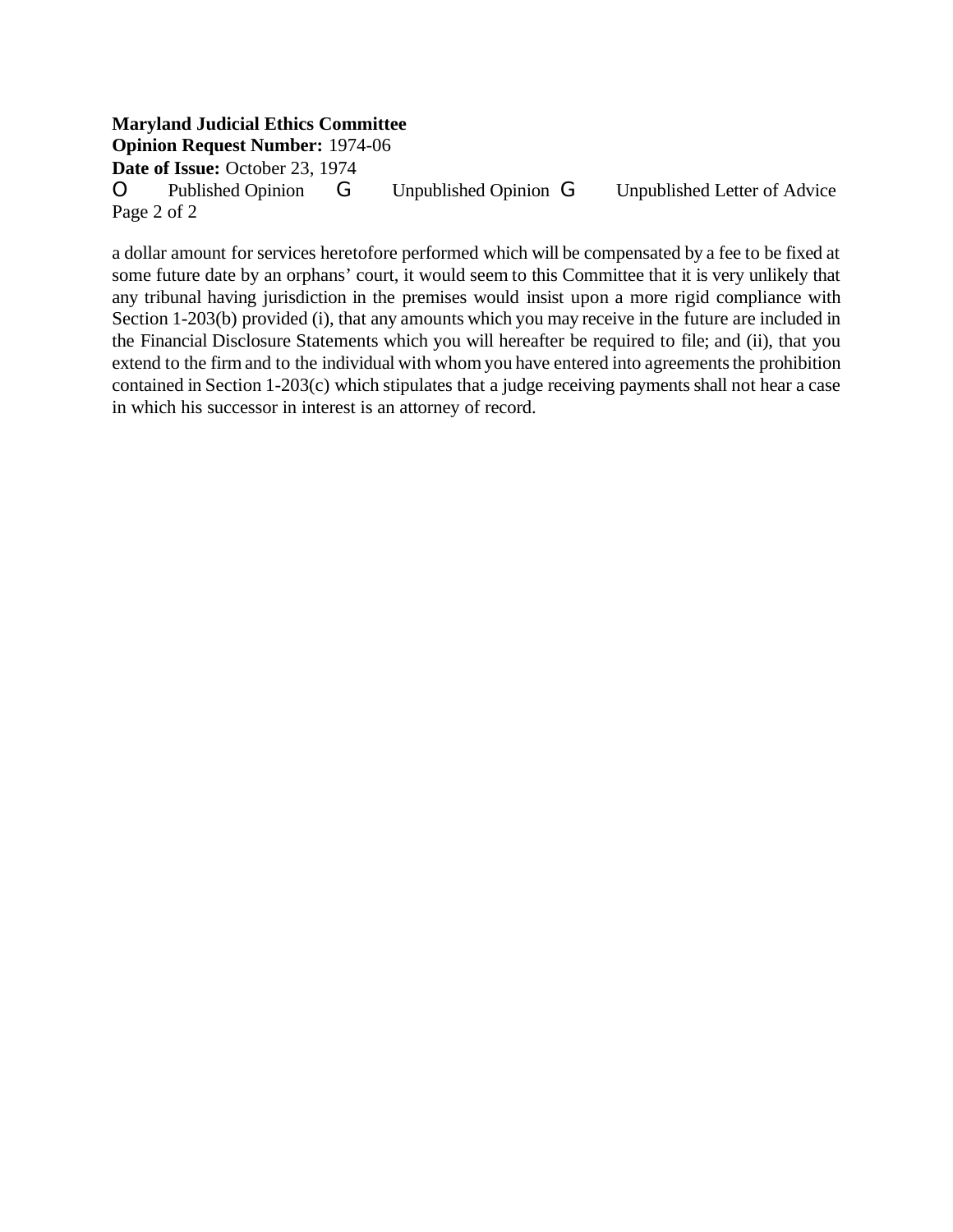a dollar amount for services heretofore performed which will be compensated by a fee to be fixed at some future date by an orphans' court, it would seem to this Committee that it is very unlikely that any tribunal having jurisdiction in the premises would insist upon a more rigid compliance with Section 1-203(b) provided (i), that any amounts which you may receive in the future are included in the Financial Disclosure Statements which you will hereafter be required to file; and (ii), that you extend to the firm and to the individual with whom you have entered into agreements the prohibition contained in Section 1-203(c) which stipulates that a judge receiving payments shall not hear a case in which his successor in interest is an attorney of record.